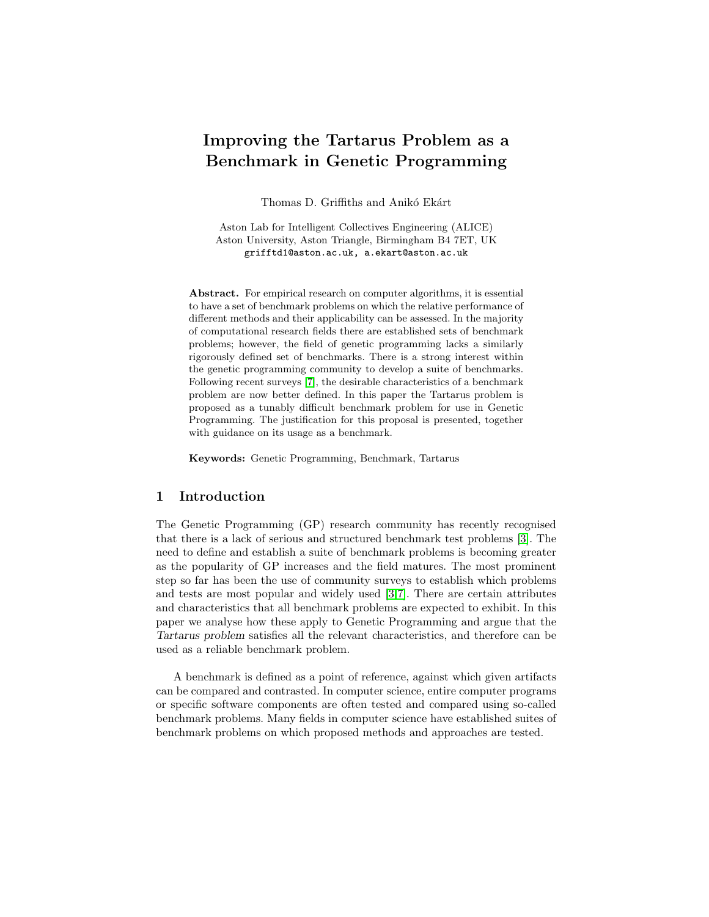# Improving the Tartarus Problem as a Benchmark in Genetic Programming

Thomas D. Griffiths and Anikó Ekárt

Aston Lab for Intelligent Collectives Engineering (ALICE)
Aston University, Aston Triangle, Birmingham B4 7ET, UK
grifftd1@aston.ac.uk, a.ekart@aston.ac.uk

**Abstract.** For empirical research on computer algorithms, it is essential to have a set of benchmark problems on which the relative performance of different methods and their applicability can be assessed. In the majority of computational research fields there are established sets of benchmark problems; however, the field of genetic programming lacks a similarly rigorously defined set of benchmarks. There is a strong interest within the genetic programming community to develop a suite of benchmarks. Following recent surveys [7], the desirable characteristics of a benchmark problem are now better defined. In this paper the Tartarus problem is proposed as a tunably difficult benchmark problem for use in Genetic Programming. The justification for this proposal is presented, together with guidance on its usage as a benchmark.

**Keywords:** Genetic Programming, Benchmark, Tartarus

## 1 Introduction

The Genetic Programming (GP) research community has recently recognised that there is a lack of serious and structured benchmark test problems [3]. The need to define and establish a suite of benchmark problems is becoming greater as the popularity of GP increases and the field matures. The most prominent step so far has been the use of community surveys to establish which problems and tests are most popular and widely used [3,7]. There are certain attributes and characteristics that all benchmark problems are expected to exhibit. In this paper we analyse how these apply to Genetic Programming and argue that the *Tartarus problem* satisfies all the relevant characteristics, and therefore can be used as a reliable benchmark problem.

A benchmark is defined as a point of reference, against which given artifacts can be compared and contrasted. In computer science, entire computer programs or specific software components are often tested and compared using so-called benchmark problems. Many fields in computer science have established suites of benchmark problems on which proposed methods and approaches are tested.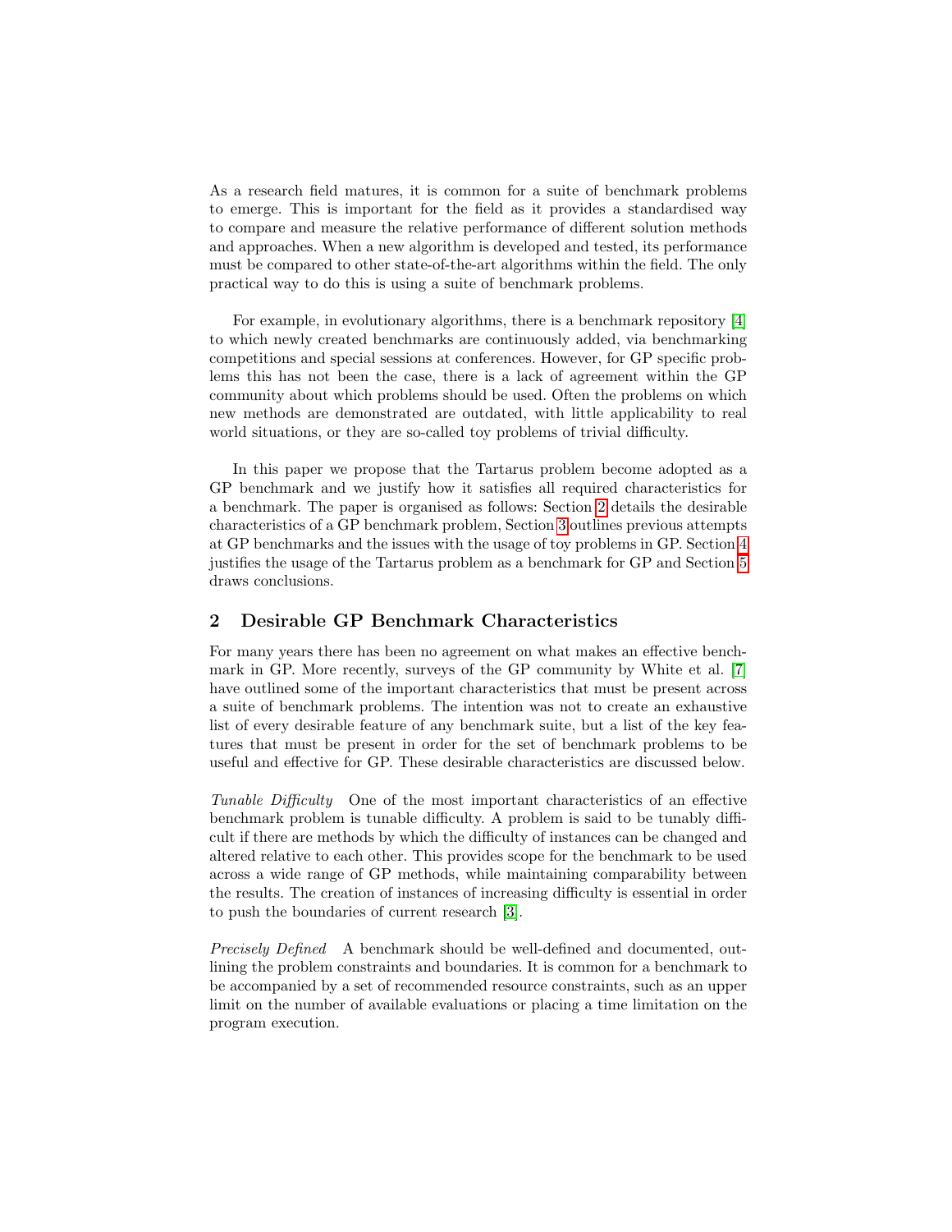As a research field matures, it is common for a suite of benchmark problems to emerge. This is important for the field as it provides a standardised way to compare and measure the relative performance of different solution methods and approaches. When a new algorithm is developed and tested, its performance must be compared to other state-of-the-art algorithms within the field. The only practical way to do this is using a suite of benchmark problems.

For example, in evolutionary algorithms, there is a benchmark repository [4] to which newly created benchmarks are continuously added, via benchmarking competitions and special sessions at conferences. However, for GP specific problems this has not been the case, there is a lack of agreement within the GP community about which problems should be used. Often the problems on which new methods are demonstrated are outdated, with little applicability to real world situations, or they are so-called toy problems of trivial difficulty.

In this paper we propose that the Tartarus problem become adopted as a GP benchmark and we justify how it satisfies all required characteristics for a benchmark. The paper is organised as follows: Section 2 details the desirable characteristics of a GP benchmark problem, Section 3 outlines previous attempts at GP benchmarks and the issues with the usage of toy problems in GP. Section 4 justifies the usage of the Tartarus problem as a benchmark for GP and Section 5 draws conclusions.

## 2 Desirable GP Benchmark Characteristics

For many years there has been no agreement on what makes an effective benchmark in GP. More recently, surveys of the GP community by White et al. [7] have outlined some of the important characteristics that must be present across a suite of benchmark problems. The intention was not to create an exhaustive list of every desirable feature of any benchmark suite, but a list of the key features that must be present in order for the set of benchmark problems to be useful and effective for GP. These desirable characteristics are discussed below.

*Tunable Difficulty* One of the most important characteristics of an effective benchmark problem is tunable difficulty. A problem is said to be tunably difficult if there are methods by which the difficulty of instances can be changed and altered relative to each other. This provides scope for the benchmark to be used across a wide range of GP methods, while maintaining comparability between the results. The creation of instances of increasing difficulty is essential in order to push the boundaries of current research [3].

*Precisely Defined* A benchmark should be well-defined and documented, outlining the problem constraints and boundaries. It is common for a benchmark to be accompanied by a set of recommended resource constraints, such as an upper limit on the number of available evaluations or placing a time limitation on the program execution.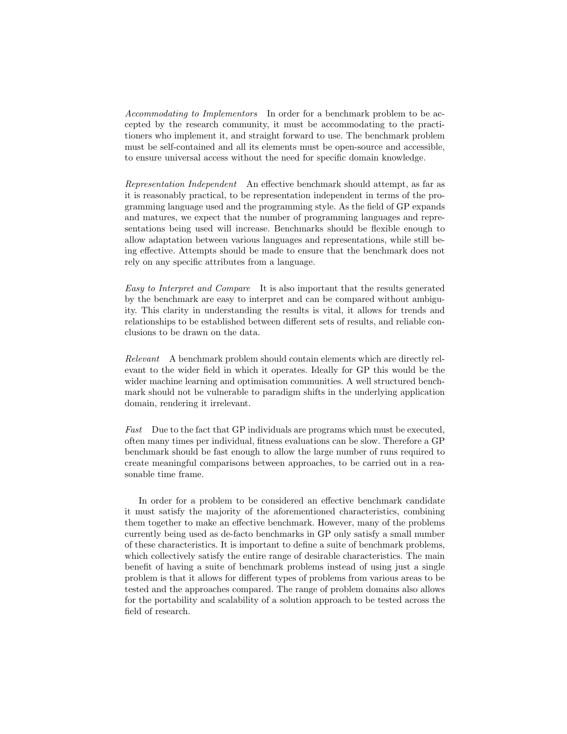*Accommodating to Implementors* In order for a benchmark problem to be accepted by the research community, it must be accommodating to the practitioners who implement it, and straight forward to use. The benchmark problem must be self-contained and all its elements must be open-source and accessible, to ensure universal access without the need for specific domain knowledge.

*Representation Independent* An effective benchmark should attempt, as far as it is reasonably practical, to be representation independent in terms of the programming language used and the programming style. As the field of GP expands and matures, we expect that the number of programming languages and representations being used will increase. Benchmarks should be flexible enough to allow adaptation between various languages and representations, while still being effective. Attempts should be made to ensure that the benchmark does not rely on any specific attributes from a language.

*Easy to Interpret and Compare* It is also important that the results generated by the benchmark are easy to interpret and can be compared without ambiguity. This clarity in understanding the results is vital, it allows for trends and relationships to be established between different sets of results, and reliable conclusions to be drawn on the data.

*Relevant* A benchmark problem should contain elements which are directly relevant to the wider field in which it operates. Ideally for GP this would be the wider machine learning and optimisation communities. A well structured benchmark should not be vulnerable to paradigm shifts in the underlying application domain, rendering it irrelevant.

*Fast* Due to the fact that GP individuals are programs which must be executed, often many times per individual, fitness evaluations can be slow. Therefore a GP benchmark should be fast enough to allow the large number of runs required to create meaningful comparisons between approaches, to be carried out in a reasonable time frame.

In order for a problem to be considered an effective benchmark candidate it must satisfy the majority of the aforementioned characteristics, combining them together to make an effective benchmark. However, many of the problems currently being used as de-facto benchmarks in GP only satisfy a small number of these characteristics. It is important to define a suite of benchmark problems, which collectively satisfy the entire range of desirable characteristics. The main benefit of having a suite of benchmark problems instead of using just a single problem is that it allows for different types of problems from various areas to be tested and the approaches compared. The range of problem domains also allows for the portability and scalability of a solution approach to be tested across the field of research.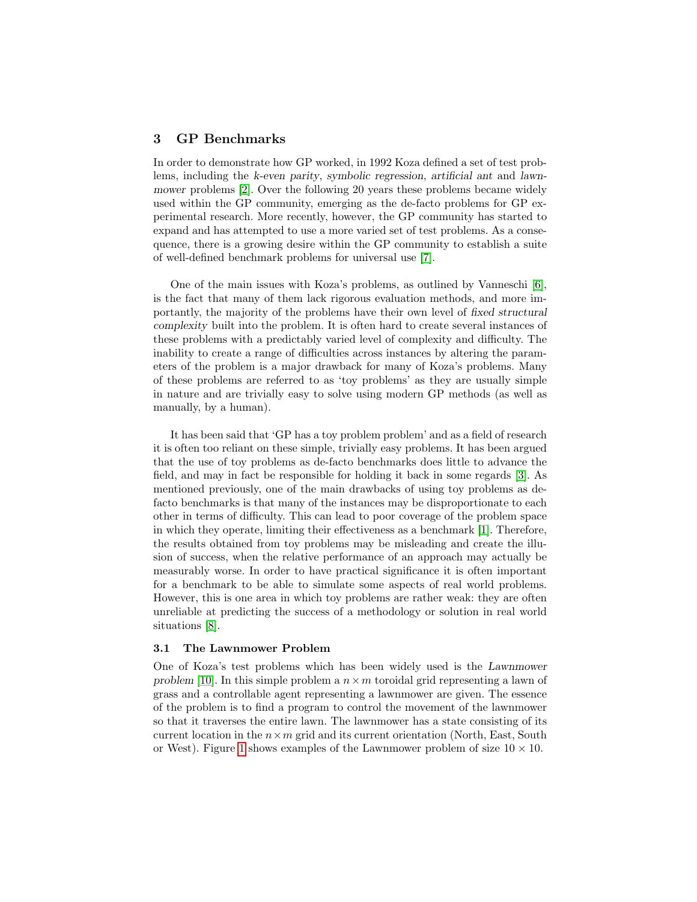## 3 GP Benchmarks

In order to demonstrate how GP worked, in 1992 Koza defined a set of test problems, including the *k-even parity*, *symbolic regression*, *artificial ant* and *lawnmower* problems [2]. Over the following 20 years these problems became widely used within the GP community, emerging as the de-facto problems for GP experimental research. More recently, however, the GP community has started to expand and has attempted to use a more varied set of test problems. As a consequence, there is a growing desire within the GP community to establish a suite of well-defined benchmark problems for universal use [7].

One of the main issues with Koza's problems, as outlined by Vanneschi [6], is the fact that many of them lack rigorous evaluation methods, and more importantly, the majority of the problems have their own level of *fixed structural complexity* built into the problem. It is often hard to create several instances of these problems with a predictably varied level of complexity and difficulty. The inability to create a range of difficulties across instances by altering the parameters of the problem is a major drawback for many of Koza's problems. Many of these problems are referred to as 'toy problems' as they are usually simple in nature and are trivially easy to solve using modern GP methods (as well as manually, by a human).

It has been said that 'GP has a toy problem problem' and as a field of research it is often too reliant on these simple, trivially easy problems. It has been argued that the use of toy problems as de-facto benchmarks does little to advance the field, and may in fact be responsible for holding it back in some regards [3]. As mentioned previously, one of the main drawbacks of using toy problems as de-facto benchmarks is that many of the instances may be disproportionate to each other in terms of difficulty. This can lead to poor coverage of the problem space in which they operate, limiting their effectiveness as a benchmark [1]. Therefore, the results obtained from toy problems may be misleading and create the illusion of success, when the relative performance of an approach may actually be measurably worse. In order to have practical significance it is often important for a benchmark to be able to simulate some aspects of real world problems. However, this is one area in which toy problems are rather weak: they are often unreliable at predicting the success of a methodology or solution in real world situations [8].

### 3.1 The Lawnmower Problem

One of Koza's test problems which has been widely used is the *Lawnmower problem* [10]. In this simple problem a $n \times m$ toroidal grid representing a lawn of grass and a controllable agent representing a lawnmower are given. The essence of the problem is to find a program to control the movement of the lawnmower so that it traverses the entire lawn. The lawnmower has a state consisting of its current location in the $n \times m$ grid and its current orientation (North, East, South or West). Figure 1 shows examples of the Lawnmower problem of size $10 \times 10$.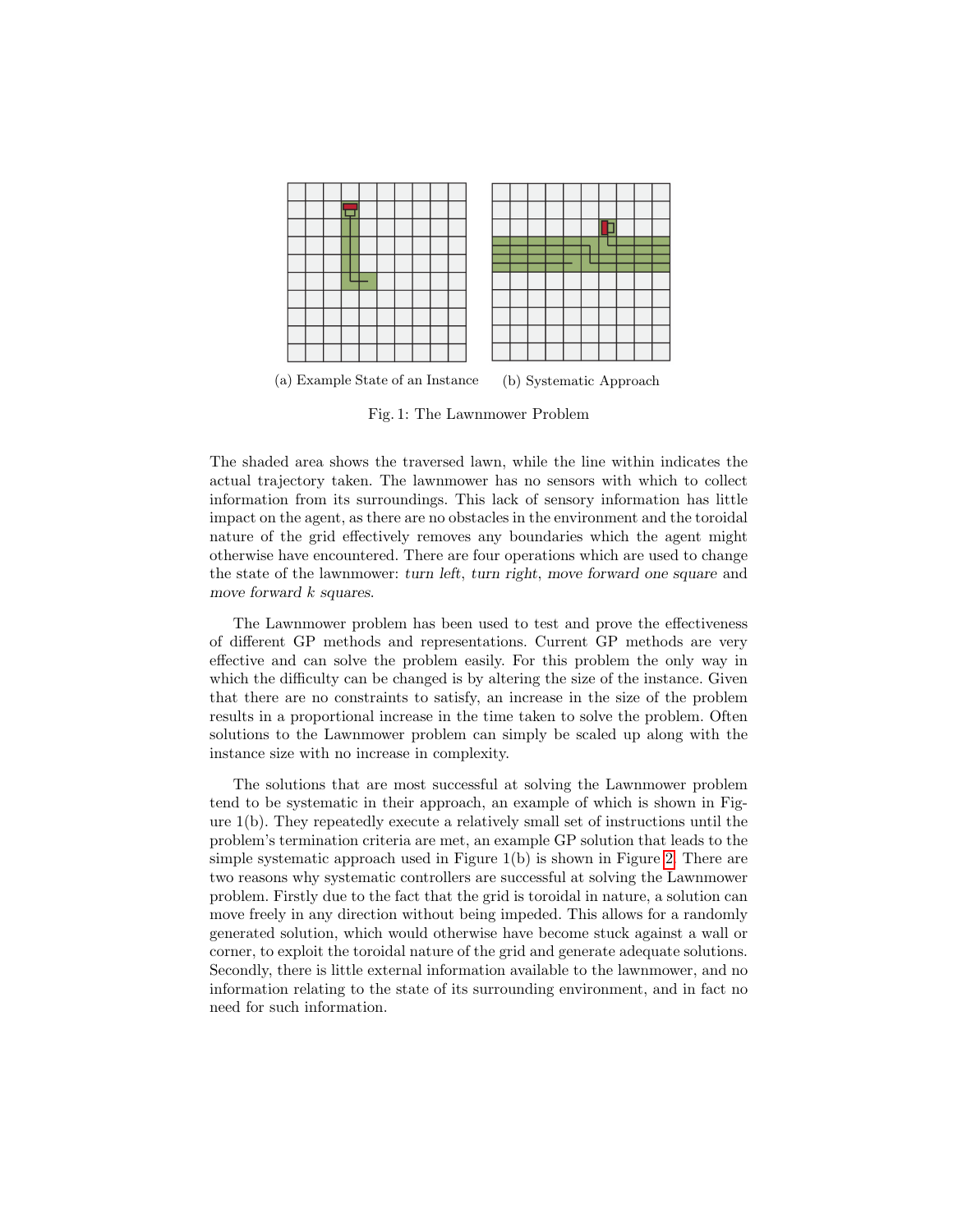(a) Example State of an Instance (b) Systematic Approach

Fig. 1: The Lawnmower Problem

The shaded area shows the traversed lawn, while the line within indicates the actual trajectory taken. The lawnmower has no sensors with which to collect information from its surroundings. This lack of sensory information has little impact on the agent, as there are no obstacles in the environment and the toroidal nature of the grid effectively removes any boundaries which the agent might otherwise have encountered. There are four operations which are used to change the state of the lawnmower: *turn left*, *turn right*, *move forward one square* and *move forward k squares*.

The Lawnmower problem has been used to test and prove the effectiveness of different GP methods and representations. Current GP methods are very effective and can solve the problem easily. For this problem the only way in which the difficulty can be changed is by altering the size of the instance. Given that there are no constraints to satisfy, an increase in the size of the problem results in a proportional increase in the time taken to solve the problem. Often solutions to the Lawnmower problem can simply be scaled up along with the instance size with no increase in complexity.

The solutions that are most successful at solving the Lawnmower problem tend to be systematic in their approach, an example of which is shown in Figure 1(b). They repeatedly execute a relatively small set of instructions until the problem's termination criteria are met, an example GP solution that leads to the simple systematic approach used in Figure 1(b) is shown in Figure 2. There are two reasons why systematic controllers are successful at solving the Lawnmower problem. Firstly due to the fact that the grid is toroidal in nature, a solution can move freely in any direction without being impeded. This allows for a randomly generated solution, which would otherwise have become stuck against a wall or corner, to exploit the toroidal nature of the grid and generate adequate solutions. Secondly, there is little external information available to the lawnmower, and no information relating to the state of its surrounding environment, and in fact no need for such information.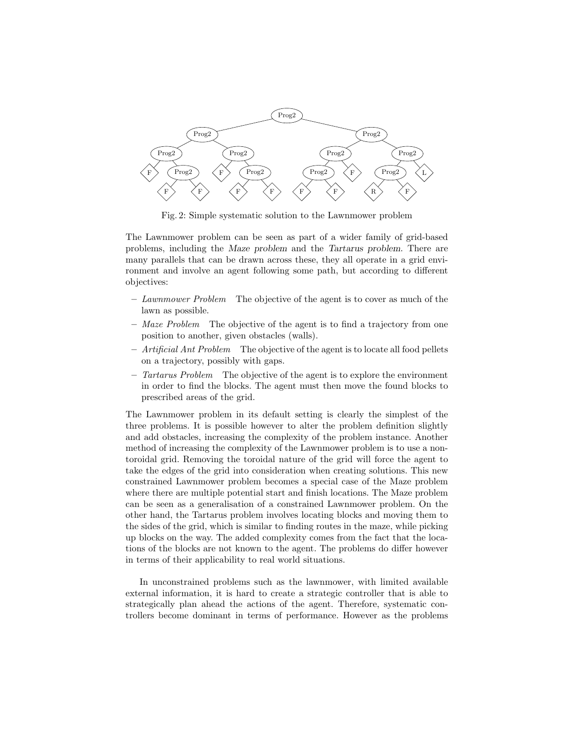Prog2
Prog2
Prog2
Prog2
Prog2
Prog2
Prog2
F
Prog2
F
Prog2
Prog2
F
Prog2
L
F
F
F
F
F
F
R
F

Fig. 2: Simple systematic solution to the Lawnmower problem

The Lawnmower problem can be seen as part of a wider family of grid-based problems, including the *Maze problem* and the *Tartarus problem*. There are many parallels that can be drawn across these, they all operate in a grid environment and involve an agent following some path, but according to different objectives:

- *Lawnmower Problem* The objective of the agent is to cover as much of the lawn as possible.
- *Maze Problem* The objective of the agent is to find a trajectory from one position to another, given obstacles (walls).
- *Artificial Ant Problem* The objective of the agent is to locate all food pellets on a trajectory, possibly with gaps.
- *Tartarus Problem* The objective of the agent is to explore the environment in order to find the blocks. The agent must then move the found blocks to prescribed areas of the grid.

The Lawnmower problem in its default setting is clearly the simplest of the three problems. It is possible however to alter the problem definition slightly and add obstacles, increasing the complexity of the problem instance. Another method of increasing the complexity of the Lawnmower problem is to use a non-toroidal grid. Removing the toroidal nature of the grid will force the agent to take the edges of the grid into consideration when creating solutions. This new constrained Lawnmower problem becomes a special case of the Maze problem where there are multiple potential start and finish locations. The Maze problem can be seen as a generalisation of a constrained Lawnmower problem. On the other hand, the Tartarus problem involves locating blocks and moving them to the sides of the grid, which is similar to finding routes in the maze, while picking up blocks on the way. The added complexity comes from the fact that the locations of the blocks are not known to the agent. The problems do differ however in terms of their applicability to real world situations.

In unconstrained problems such as the lawnmower, with limited available external information, it is hard to create a strategic controller that is able to strategically plan ahead the actions of the agent. Therefore, systematic controllers become dominant in terms of performance. However as the problems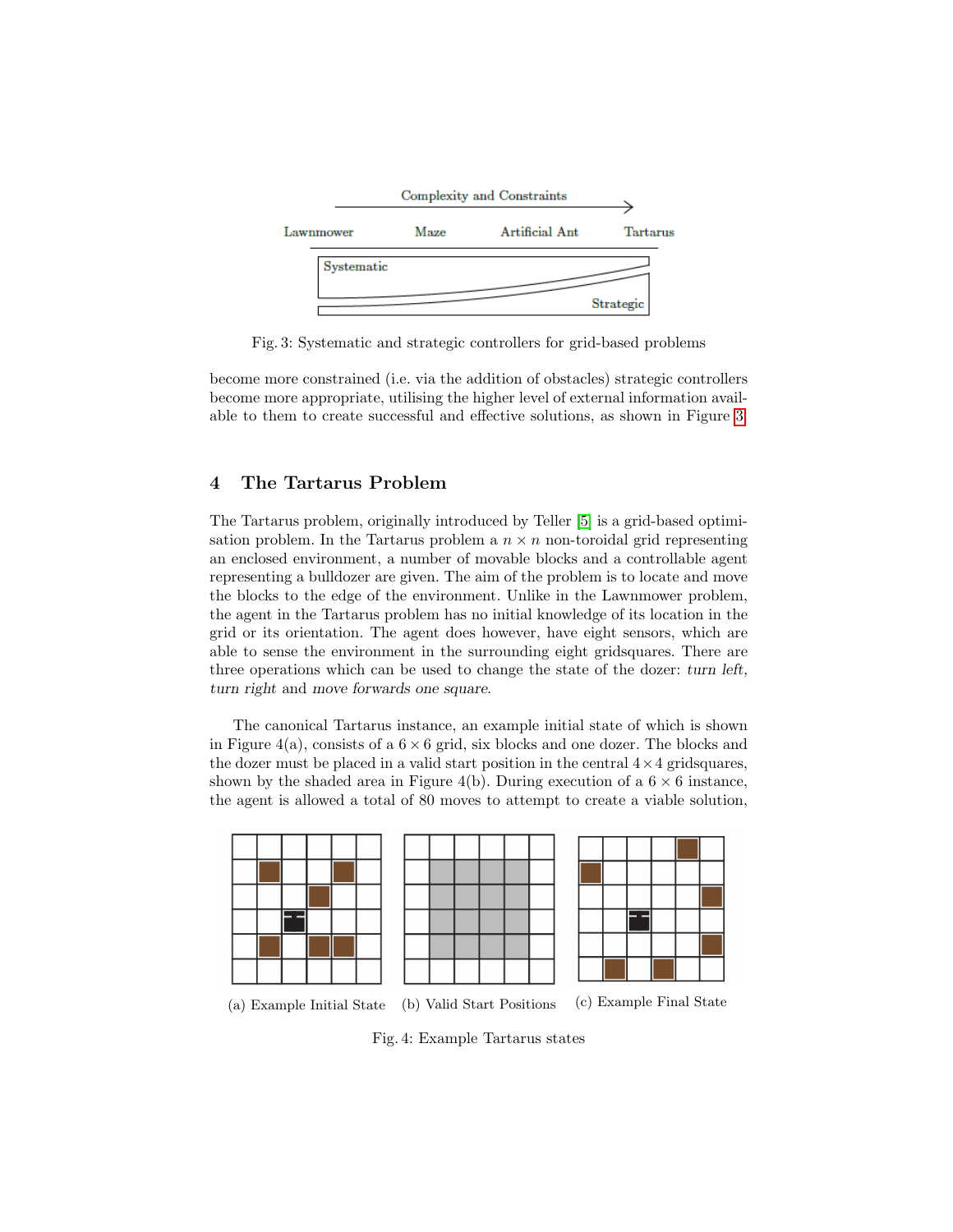Fig. 3: Systematic and strategic controllers for grid-based problems

become more constrained (i.e. via the addition of obstacles) strategic controllers become more appropriate, utilising the higher level of external information available to them to create successful and effective solutions, as shown in Figure 3.

## 4 The Tartarus Problem

The Tartarus problem, originally introduced by Teller [5] is a grid-based optimisation problem. In the Tartarus problem a $n \times n$ non-toroidal grid representing an enclosed environment, a number of movable blocks and a controllable agent representing a bulldozer are given. The aim of the problem is to locate and move the blocks to the edge of the environment. Unlike in the Lawnmower problem, the agent in the Tartarus problem has no initial knowledge of its location in the grid or its orientation. The agent does however, have eight sensors, which are able to sense the environment in the surrounding eight gridsquares. There are three operations which can be used to change the state of the dozer: *turn left*, *turn right* and *move forwards one square*.

The canonical Tartarus instance, an example initial state of which is shown in Figure 4(a), consists of a $6 \times 6$ grid, six blocks and one dozer. The blocks and the dozer must be placed in a valid start position in the central $4 \times 4$ gridsquares, shown by the shaded area in Figure 4(b). During execution of a $6 \times 6$ instance, the agent is allowed a total of 80 moves to attempt to create a viable solution,

(a) Example Initial State (b) Valid Start Positions (c) Example Final State

Fig. 4: Example Tartarus states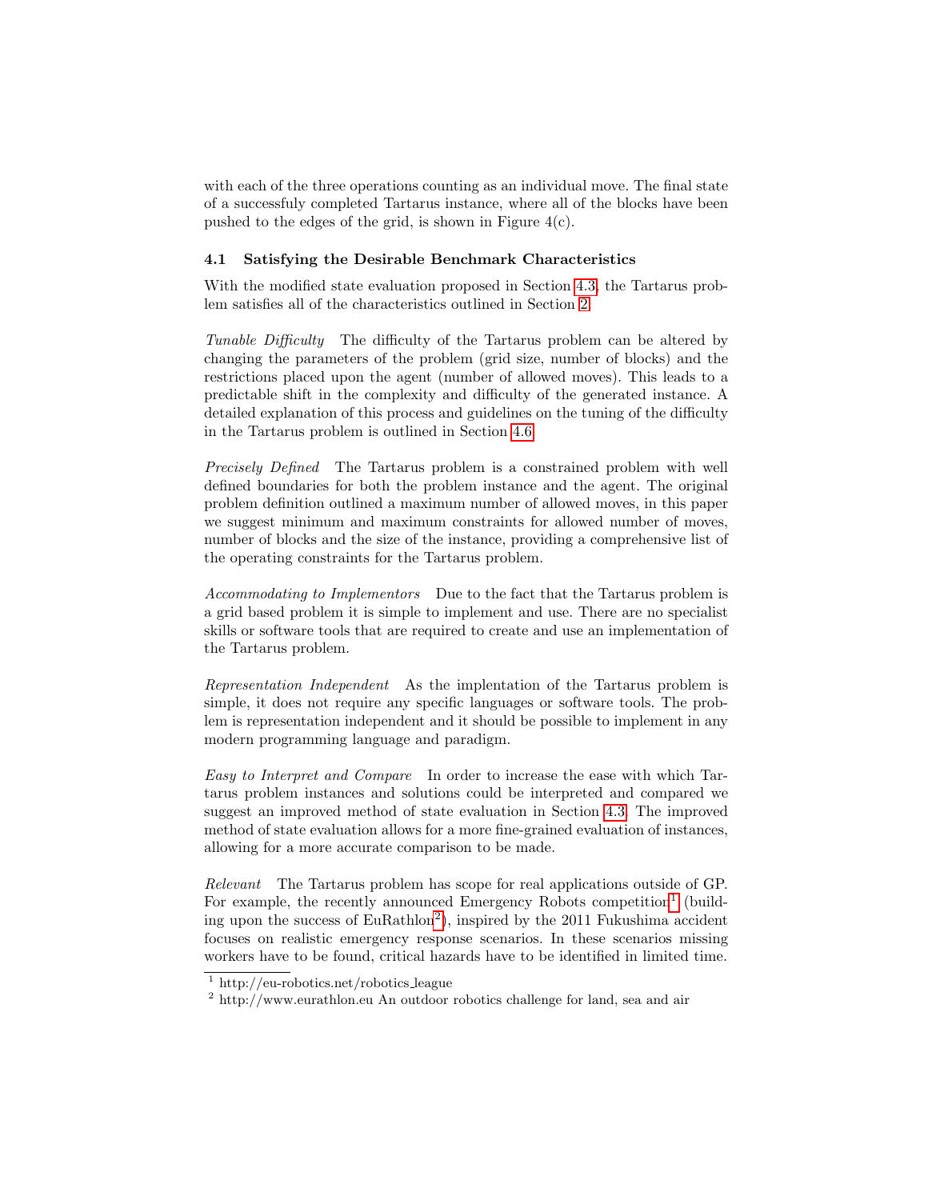with each of the three operations counting as an individual move. The final state of a successfuly completed Tartarus instance, where all of the blocks have been pushed to the edges of the grid, is shown in Figure 4(c).

### 4.1 Satisfying the Desirable Benchmark Characteristics

With the modified state evaluation proposed in Section 4.3, the Tartarus problem satisfies all of the characteristics outlined in Section 2.

*Tunable Difficulty* The difficulty of the Tartarus problem can be altered by changing the parameters of the problem (grid size, number of blocks) and the restrictions placed upon the agent (number of allowed moves). This leads to a predictable shift in the complexity and difficulty of the generated instance. A detailed explanation of this process and guidelines on the tuning of the difficulty in the Tartarus problem is outlined in Section 4.6.

*Precisely Defined* The Tartarus problem is a constrained problem with well defined boundaries for both the problem instance and the agent. The original problem definition outlined a maximum number of allowed moves, in this paper we suggest minimum and maximum constraints for allowed number of moves, number of blocks and the size of the instance, providing a comprehensive list of the operating constraints for the Tartarus problem.

*Accommodating to Implementors* Due to the fact that the Tartarus problem is a grid based problem it is simple to implement and use. There are no specialist skills or software tools that are required to create and use an implementation of the Tartarus problem.

*Representation Independent* As the implentation of the Tartarus problem is simple, it does not require any specific languages or software tools. The problem is representation independent and it should be possible to implement in any modern programming language and paradigm.

*Easy to Interpret and Compare* In order to increase the ease with which Tartarus problem instances and solutions could be interpreted and compared we suggest an improved method of state evaluation in Section 4.3. The improved method of state evaluation allows for a more fine-grained evaluation of instances, allowing for a more accurate comparison to be made.

*Relevant* The Tartarus problem has scope for real applications outside of GP. For example, the recently announced Emergency Robots competition[1] (building upon the success of EuRathlon[2]), inspired by the 2011 Fukushima accident focuses on realistic emergency response scenarios. In these scenarios missing workers have to be found, critical hazards have to be identified in limited time.

[1] http://eu-robotics.net/robotics_league

[2] http://www.eurathlon.eu An outdoor robotics challenge for land, sea and air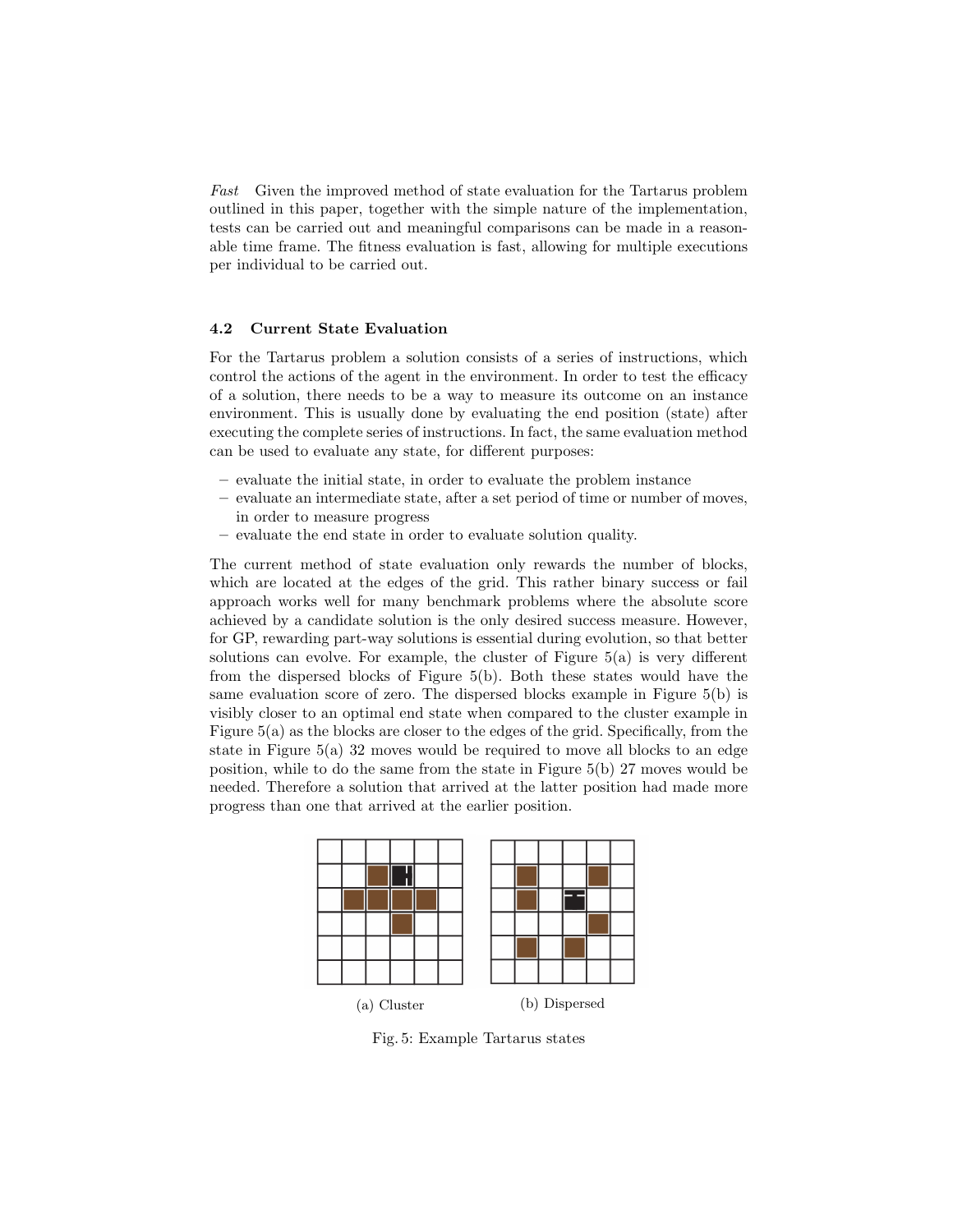*Fast* Given the improved method of state evaluation for the Tartarus problem outlined in this paper, together with the simple nature of the implementation, tests can be carried out and meaningful comparisons can be made in a reasonable time frame. The fitness evaluation is fast, allowing for multiple executions per individual to be carried out.

### 4.2 Current State Evaluation

For the Tartarus problem a solution consists of a series of instructions, which control the actions of the agent in the environment. In order to test the efficacy of a solution, there needs to be a way to measure its outcome on an instance environment. This is usually done by evaluating the end position (state) after executing the complete series of instructions. In fact, the same evaluation method can be used to evaluate any state, for different purposes:

- evaluate the initial state, in order to evaluate the problem instance
- evaluate an intermediate state, after a set period of time or number of moves, in order to measure progress
- evaluate the end state in order to evaluate solution quality.

The current method of state evaluation only rewards the number of blocks, which are located at the edges of the grid. This rather binary success or fail approach works well for many benchmark problems where the absolute score achieved by a candidate solution is the only desired success measure. However, for GP, rewarding part-way solutions is essential during evolution, so that better solutions can evolve. For example, the cluster of Figure 5(a) is very different from the dispersed blocks of Figure 5(b). Both these states would have the same evaluation score of zero. The dispersed blocks example in Figure 5(b) is visibly closer to an optimal end state when compared to the cluster example in Figure 5(a) as the blocks are closer to the edges of the grid. Specifically, from the state in Figure 5(a) 32 moves would be required to move all blocks to an edge position, while to do the same from the state in Figure 5(b) 27 moves would be needed. Therefore a solution that arrived at the latter position had made more progress than one that arrived at the earlier position.

(a) Cluster

(b) Dispersed

Fig. 5: Example Tartarus states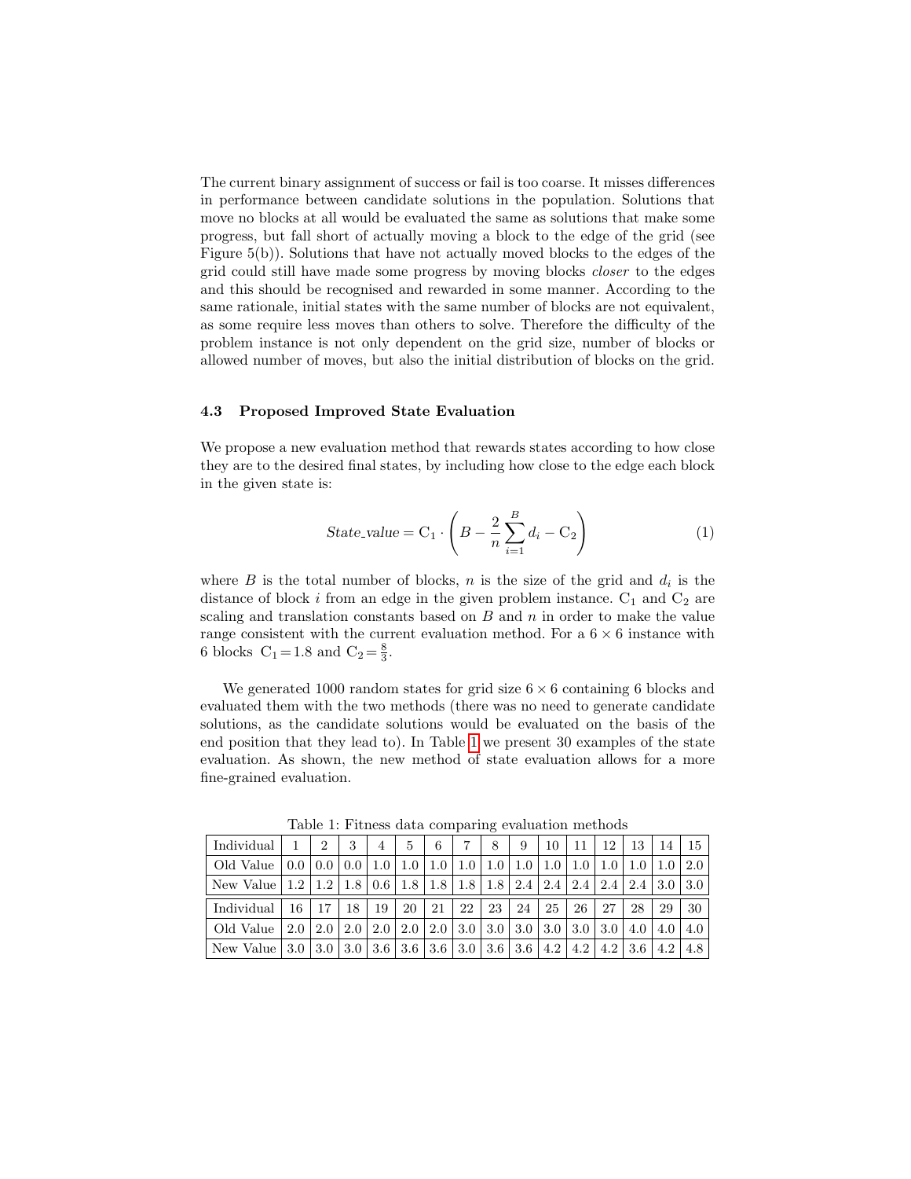The current binary assignment of success or fail is too coarse. It misses differences in performance between candidate solutions in the population. Solutions that move no blocks at all would be evaluated the same as solutions that make some progress, but fall short of actually moving a block to the edge of the grid (see Figure 5(b)). Solutions that have not actually moved blocks to the edges of the grid could still have made some progress by moving blocks *closer* to the edges and this should be recognised and rewarded in some manner. According to the same rationale, initial states with the same number of blocks are not equivalent, as some require less moves than others to solve. Therefore the difficulty of the problem instance is not only dependent on the grid size, number of blocks or allowed number of moves, but also the initial distribution of blocks on the grid.

### 4.3 Proposed Improved State Evaluation

We propose a new evaluation method that rewards states according to how close they are to the desired final states, by including how close to the edge each block in the given state is:

$$State\_value = \mathrm{C}_1 \cdot \left( B - \frac{2}{n} \sum_{i=1}^{B} d_i - \mathrm{C}_2 \right) \tag{1}$$

where $B$ is the total number of blocks, $n$ is the size of the grid and $d_i$ is the distance of block $i$ from an edge in the given problem instance. $\mathrm{C}_1$ and $\mathrm{C}_2$ are scaling and translation constants based on $B$ and $n$ in order to make the value range consistent with the current evaluation method. For a $6 \times 6$ instance with 6 blocks $\mathrm{C}_1 = 1.8$ and $\mathrm{C}_2 = \frac{8}{3}$.

We generated 1000 random states for grid size $6 \times 6$ containing 6 blocks and evaluated them with the two methods (there was no need to generate candidate solutions, as the candidate solutions would be evaluated on the basis of the end position that they lead to). In Table 1 we present 30 examples of the state evaluation. As shown, the new method of state evaluation allows for a more fine-grained evaluation.

Table 1: Fitness data comparing evaluation methods

| Individual | 1 | 2 | 3 | 4 | 5 | 6 | 7 | 8 | 9 | 10 | 11 | 12 | 13 | 14 | 15 |
|---|---|---|---|---|---|---|---|---|---|---|---|---|---|---|---|
| Old Value | 0.0 | 0.0 | 0.0 | 1.0 | 1.0 | 1.0 | 1.0 | 1.0 | 1.0 | 1.0 | 1.0 | 1.0 | 1.0 | 1.0 | 2.0 |
| New Value | 1.2 | 1.2 | 1.8 | 0.6 | 1.8 | 1.8 | 1.8 | 1.8 | 2.4 | 2.4 | 2.4 | 2.4 | 2.4 | 3.0 | 3.0 |
| **Individual** | **16** | **17** | **18** | **19** | **20** | **21** | **22** | **23** | **24** | **25** | **26** | **27** | **28** | **29** | **30** |
| Old Value | 2.0 | 2.0 | 2.0 | 2.0 | 2.0 | 2.0 | 3.0 | 3.0 | 3.0 | 3.0 | 3.0 | 3.0 | 4.0 | 4.0 | 4.0 |
| New Value | 3.0 | 3.0 | 3.0 | 3.6 | 3.6 | 3.6 | 3.0 | 3.6 | 3.6 | 4.2 | 4.2 | 4.2 | 3.6 | 4.2 | 4.8 |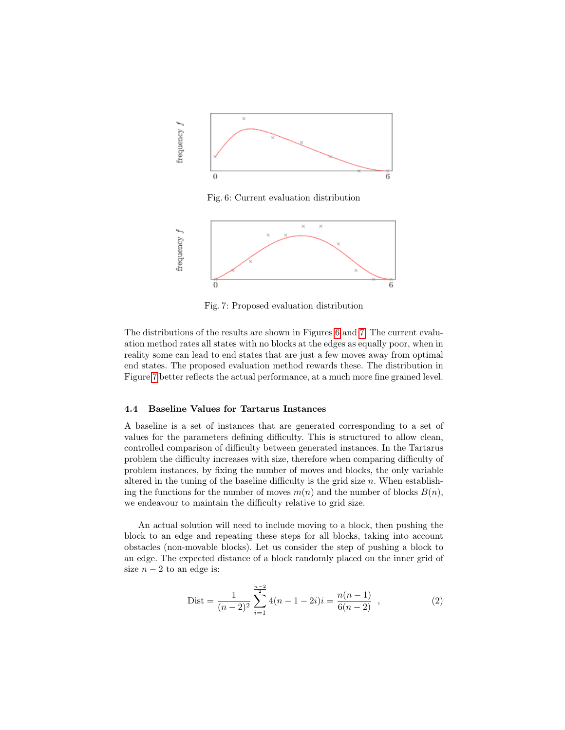Fig. 6: Current evaluation distribution

Fig. 7: Proposed evaluation distribution

The distributions of the results are shown in Figures 6 and 7. The current evaluation method rates all states with no blocks at the edges as equally poor, when in reality some can lead to end states that are just a few moves away from optimal end states. The proposed evaluation method rewards these. The distribution in Figure 7 better reflects the actual performance, at a much more fine grained level.

### 4.4 Baseline Values for Tartarus Instances

A baseline is a set of instances that are generated corresponding to a set of values for the parameters defining difficulty. This is structured to allow clean, controlled comparison of difficulty between generated instances. In the Tartarus problem the difficulty increases with size, therefore when comparing difficulty of problem instances, by fixing the number of moves and blocks, the only variable altered in the tuning of the baseline difficulty is the grid size $n$. When establishing the functions for the number of moves $m(n)$ and the number of blocks $B(n)$, we endeavour to maintain the difficulty relative to grid size.

An actual solution will need to include moving to a block, then pushing the block to an edge and repeating these steps for all blocks, taking into account obstacles (non-movable blocks). Let us consider the step of pushing a block to an edge. The expected distance of a block randomly placed on the inner grid of size $n-2$ to an edge is:

$$\text{Dist} = \frac{1}{(n-2)^2} \sum_{i=1}^{\frac{n-2}{2}} 4(n-1-2i)i = \frac{n(n-1)}{6(n-2)} \quad , \tag{2}$$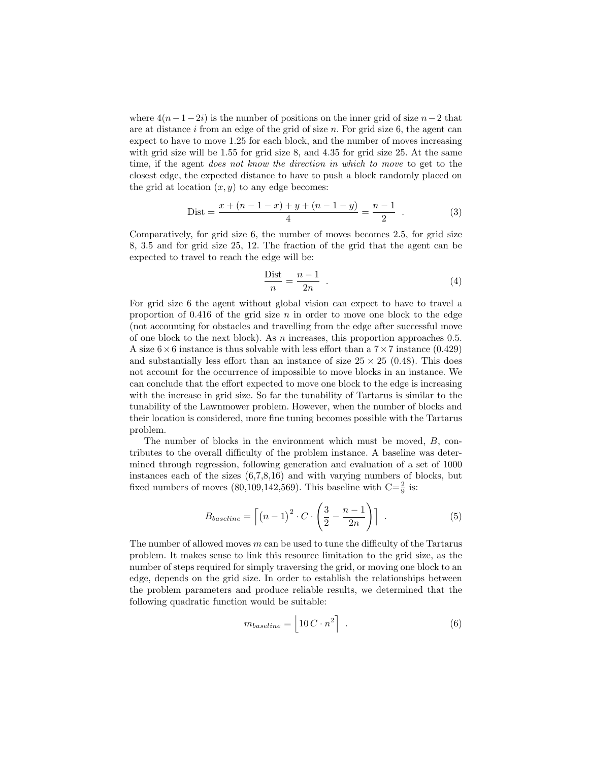where $4(n-1-2i)$ is the number of positions on the inner grid of size $n-2$ that are at distance $i$ from an edge of the grid of size $n$. For grid size 6, the agent can expect to have to move 1.25 for each block, and the number of moves increasing with grid size will be 1.55 for grid size 8, and 4.35 for grid size 25. At the same time, if the agent *does not know the direction in which to move* to get to the closest edge, the expected distance to have to push a block randomly placed on the grid at location $(x, y)$ to any edge becomes:

$$\text{Dist} = \frac{x + (n-1-x) + y + (n-1-y)}{4} = \frac{n-1}{2} \quad . \tag{3}$$

Comparatively, for grid size 6, the number of moves becomes 2.5, for grid size 8, 3.5 and for grid size 25, 12. The fraction of the grid that the agent can be expected to travel to reach the edge will be:

$$\frac{\text{Dist}}{n} = \frac{n-1}{2n} \quad . \tag{4}$$

For grid size 6 the agent without global vision can expect to have to travel a proportion of 0.416 of the grid size $n$ in order to move one block to the edge (not accounting for obstacles and travelling from the edge after successful move of one block to the next block). As $n$ increases, this proportion approaches 0.5. A size $6 \times 6$ instance is thus solvable with less effort than a $7 \times 7$ instance (0.429) and substantially less effort than an instance of size $25 \times 25$ (0.48). This does not account for the occurrence of impossible to move blocks in an instance. We can conclude that the effort expected to move one block to the edge is increasing with the increase in grid size. So far the tunability of Tartarus is similar to the tunability of the Lawnmower problem. However, when the number of blocks and their location is considered, more fine tuning becomes possible with the Tartarus problem.

The number of blocks in the environment which must be moved, $B$, contributes to the overall difficulty of the problem instance. A baseline was determined through regression, following generation and evaluation of a set of 1000 instances each of the sizes (6,7,8,16) and with varying numbers of blocks, but fixed numbers of moves (80,109,142,569). This baseline with $\text{C}=\frac{2}{9}$ is:

$$B_{baseline} = \left\lceil (n-1)^2 \cdot C \cdot \left( \frac{3}{2} - \frac{n-1}{2n} \right) \right\rceil \quad . \tag{5}$$

The number of allowed moves $m$ can be used to tune the difficulty of the Tartarus problem. It makes sense to link this resource limitation to the grid size, as the number of steps required for simply traversing the grid, or moving one block to an edge, depends on the grid size. In order to establish the relationships between the problem parameters and produce reliable results, we determined that the following quadratic function would be suitable:

$$m_{baseline} = \left\lfloor 10\, C \cdot n^2 \right\rceil \quad . \tag{6}$$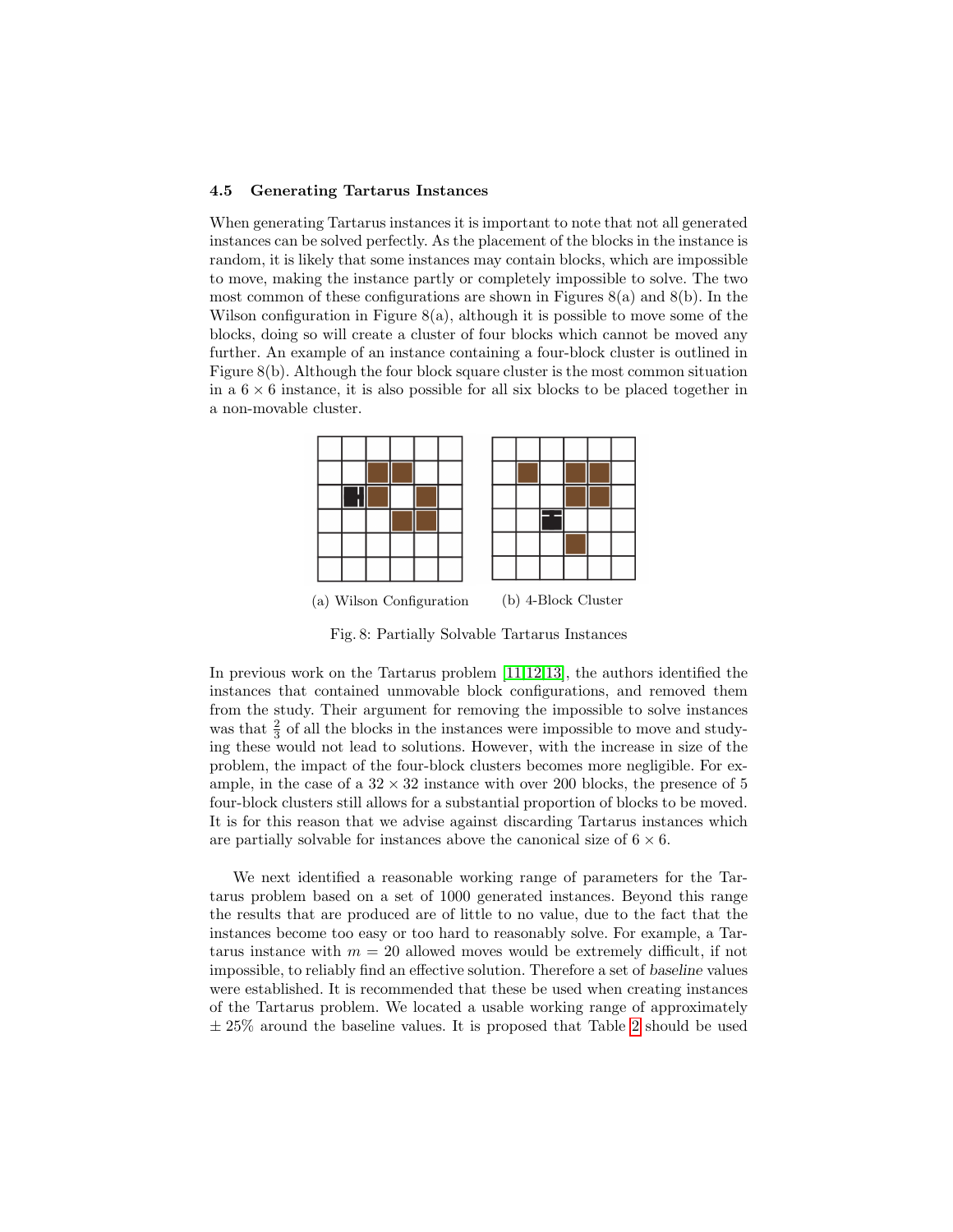### 4.5 Generating Tartarus Instances

When generating Tartarus instances it is important to note that not all generated instances can be solved perfectly. As the placement of the blocks in the instance is random, it is likely that some instances may contain blocks, which are impossible to move, making the instance partly or completely impossible to solve. The two most common of these configurations are shown in Figures 8(a) and 8(b). In the Wilson configuration in Figure 8(a), although it is possible to move some of the blocks, doing so will create a cluster of four blocks which cannot be moved any further. An example of an instance containing a four-block cluster is outlined in Figure 8(b). Although the four block square cluster is the most common situation in a $6 \times 6$ instance, it is also possible for all six blocks to be placed together in a non-movable cluster.

(a) Wilson Configuration

(b) 4-Block Cluster

Fig. 8: Partially Solvable Tartarus Instances

In previous work on the Tartarus problem [11,12,13], the authors identified the instances that contained unmovable block configurations, and removed them from the study. Their argument for removing the impossible to solve instances was that $\frac{2}{3}$ of all the blocks in the instances were impossible to move and studying these would not lead to solutions. However, with the increase in size of the problem, the impact of the four-block clusters becomes more negligible. For example, in the case of a $32 \times 32$ instance with over 200 blocks, the presence of 5 four-block clusters still allows for a substantial proportion of blocks to be moved. It is for this reason that we advise against discarding Tartarus instances which are partially solvable for instances above the canonical size of $6 \times 6$.

We next identified a reasonable working range of parameters for the Tartarus problem based on a set of 1000 generated instances. Beyond this range the results that are produced are of little to no value, due to the fact that the instances become too easy or too hard to reasonably solve. For example, a Tartarus instance with $m = 20$ allowed moves would be extremely difficult, if not impossible, to reliably find an effective solution. Therefore a set of *baseline* values were established. It is recommended that these be used when creating instances of the Tartarus problem. We located a usable working range of approximately $\pm$ 25% around the baseline values. It is proposed that Table 2 should be used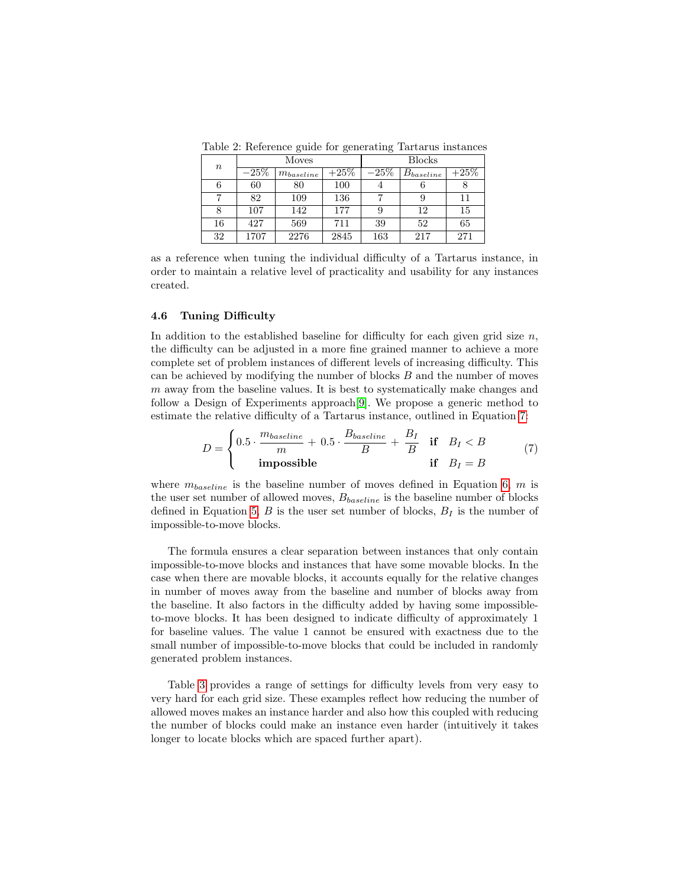Table 2: Reference guide for generating Tartarus instances

| $n$ | Moves | | | Blocks | | |
|---|---|---|---|---|---|---|
| | $-25\%$ | $m_{baseline}$ | $+25\%$ | $-25\%$ | $B_{baseline}$ | $+25\%$ |
| 6 | 60 | 80 | 100 | 4 | 6 | 8 |
| 7 | 82 | 109 | 136 | 7 | 9 | 11 |
| 8 | 107 | 142 | 177 | 9 | 12 | 15 |
| 16 | 427 | 569 | 711 | 39 | 52 | 65 |
| 32 | 1707 | 2276 | 2845 | 163 | 217 | 271 |

as a reference when tuning the individual difficulty of a Tartarus instance, in order to maintain a relative level of practicality and usability for any instances created.

### 4.6 Tuning Difficulty

In addition to the established baseline for difficulty for each given grid size $n$, the difficulty can be adjusted in a more fine grained manner to achieve a more complete set of problem instances of different levels of increasing difficulty. This can be achieved by modifying the number of blocks $B$ and the number of moves $m$ away from the baseline values. It is best to systematically make changes and follow a Design of Experiments approach[9]. We propose a generic method to estimate the relative difficulty of a Tartarus instance, outlined in Equation 7:

$$D = \begin{cases} 0.5 \cdot \dfrac{m_{baseline}}{m} + 0.5 \cdot \dfrac{B_{baseline}}{B} + \dfrac{B_I}{B} & \textbf{if} \quad B_I < B \\ \textbf{impossible} & \textbf{if} \quad B_I = B \end{cases} \tag{7}$$

where $m_{baseline}$ is the baseline number of moves defined in Equation 6, $m$ is the user set number of allowed moves, $B_{baseline}$ is the baseline number of blocks defined in Equation 5, $B$ is the user set number of blocks, $B_I$ is the number of impossible-to-move blocks.

The formula ensures a clear separation between instances that only contain impossible-to-move blocks and instances that have some movable blocks. In the case when there are movable blocks, it accounts equally for the relative changes in number of moves away from the baseline and number of blocks away from the baseline. It also factors in the difficulty added by having some impossible-to-move blocks. It has been designed to indicate difficulty of approximately 1 for baseline values. The value 1 cannot be ensured with exactness due to the small number of impossible-to-move blocks that could be included in randomly generated problem instances.

Table 3 provides a range of settings for difficulty levels from very easy to very hard for each grid size. These examples reflect how reducing the number of allowed moves makes an instance harder and also how this coupled with reducing the number of blocks could make an instance even harder (intuitively it takes longer to locate blocks which are spaced further apart).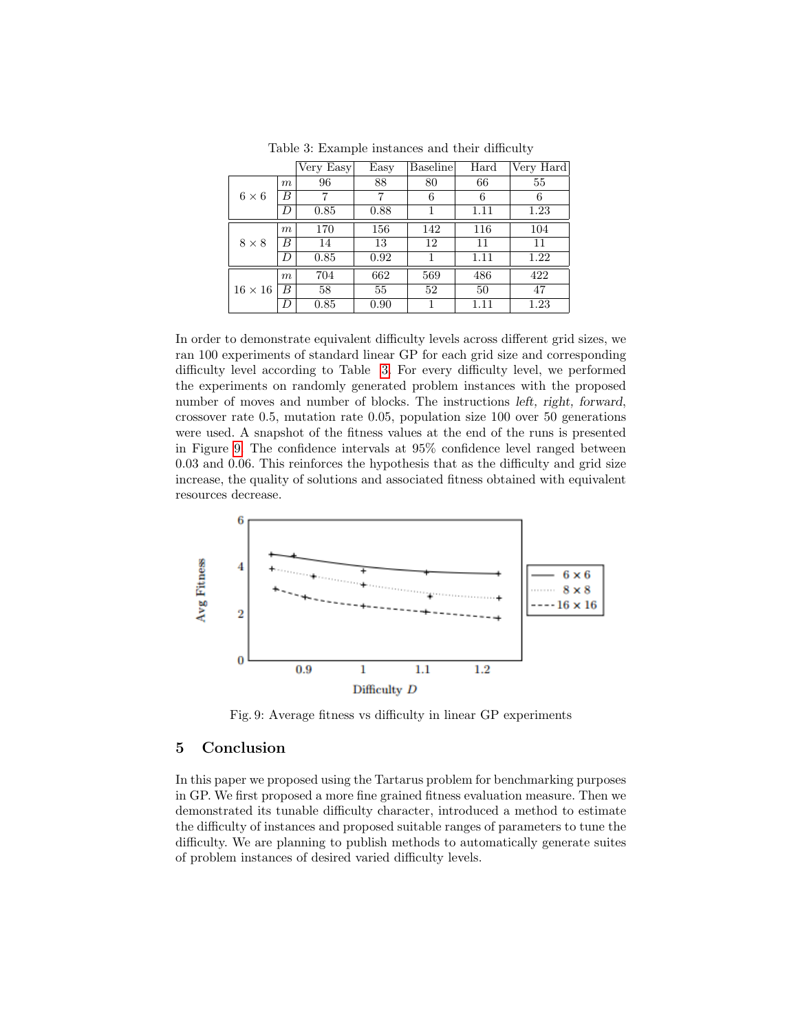Table 3: Example instances and their difficulty

| | | Very Easy | Easy | Baseline | Hard | Very Hard |
|---|---|---|---|---|---|---|
| $6 \times 6$ | $m$ | 96 | 88 | 80 | 66 | 55 |
| | $B$ | 7 | 7 | 6 | 6 | 6 |
| | $D$ | 0.85 | 0.88 | 1 | 1.11 | 1.23 |
| $8 \times 8$ | $m$ | 170 | 156 | 142 | 116 | 104 |
| | $B$ | 14 | 13 | 12 | 11 | 11 |
| | $D$ | 0.85 | 0.92 | 1 | 1.11 | 1.22 |
| $16 \times 16$ | $m$ | 704 | 662 | 569 | 486 | 422 |
| | $B$ | 58 | 55 | 52 | 50 | 47 |
| | $D$ | 0.85 | 0.90 | 1 | 1.11 | 1.23 |

In order to demonstrate equivalent difficulty levels across different grid sizes, we ran 100 experiments of standard linear GP for each grid size and corresponding difficulty level according to Table 3. For every difficulty level, we performed the experiments on randomly generated problem instances with the proposed number of moves and number of blocks. The instructions *left*, *right*, *forward*, crossover rate 0.5, mutation rate 0.05, population size 100 over 50 generations were used. A snapshot of the fitness values at the end of the runs is presented in Figure 9. The confidence intervals at 95% confidence level ranged between 0.03 and 0.06. This reinforces the hypothesis that as the difficulty and grid size increase, the quality of solutions and associated fitness obtained with equivalent resources decrease.

Fig. 9: Average fitness vs difficulty in linear GP experiments

## 5 Conclusion

In this paper we proposed using the Tartarus problem for benchmarking purposes in GP. We first proposed a more fine grained fitness evaluation measure. Then we demonstrated its tunable difficulty character, introduced a method to estimate the difficulty of instances and proposed suitable ranges of parameters to tune the difficulty. We are planning to publish methods to automatically generate suites of problem instances of desired varied difficulty levels.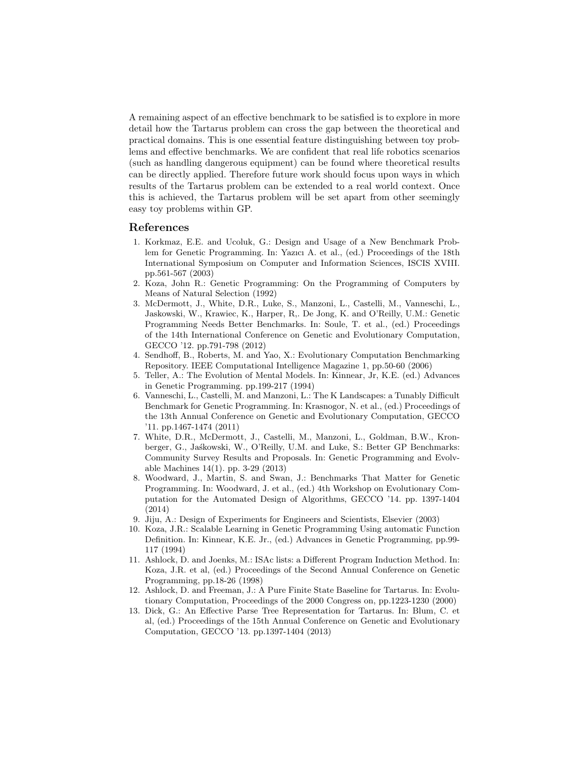A remaining aspect of an effective benchmark to be satisfied is to explore in more detail how the Tartarus problem can cross the gap between the theoretical and practical domains. This is one essential feature distinguishing between toy problems and effective benchmarks. We are confident that real life robotics scenarios (such as handling dangerous equipment) can be found where theoretical results can be directly applied. Therefore future work should focus upon ways in which results of the Tartarus problem can be extended to a real world context. Once this is achieved, the Tartarus problem will be set apart from other seemingly easy toy problems within GP.

## References

1. Korkmaz, E.E. and Ucoluk, G.: Design and Usage of a New Benchmark Problem for Genetic Programming. In: Yazıcı A. et al., (ed.) Proceedings of the 18th International Symposium on Computer and Information Sciences, ISCIS XVIII. pp.561-567 (2003)
2. Koza, John R.: Genetic Programming: On the Programming of Computers by Means of Natural Selection (1992)
3. McDermott, J., White, D.R., Luke, S., Manzoni, L., Castelli, M., Vanneschi, L., Jaskowski, W., Krawiec, K., Harper, R,. De Jong, K. and O'Reilly, U.M.: Genetic Programming Needs Better Benchmarks. In: Soule, T. et al., (ed.) Proceedings of the 14th International Conference on Genetic and Evolutionary Computation, GECCO '12. pp.791-798 (2012)
4. Sendhoff, B., Roberts, M. and Yao, X.: Evolutionary Computation Benchmarking Repository. IEEE Computational Intelligence Magazine 1, pp.50-60 (2006)
5. Teller, A.: The Evolution of Mental Models. In: Kinnear, Jr, K.E. (ed.) Advances in Genetic Programming. pp.199-217 (1994)
6. Vanneschi, L., Castelli, M. and Manzoni, L.: The K Landscapes: a Tunably Difficult Benchmark for Genetic Programming. In: Krasnogor, N. et al., (ed.) Proceedings of the 13th Annual Conference on Genetic and Evolutionary Computation, GECCO '11. pp.1467-1474 (2011)
7. White, D.R., McDermott, J., Castelli, M., Manzoni, L., Goldman, B.W., Kronberger, G., Jaśkowski, W., O'Reilly, U.M. and Luke, S.: Better GP Benchmarks: Community Survey Results and Proposals. In: Genetic Programming and Evolvable Machines 14(1). pp. 3-29 (2013)
8. Woodward, J., Martin, S. and Swan, J.: Benchmarks That Matter for Genetic Programming. In: Woodward, J. et al., (ed.) 4th Workshop on Evolutionary Computation for the Automated Design of Algorithms, GECCO '14. pp. 1397-1404 (2014)
9. Jiju, A.: Design of Experiments for Engineers and Scientists, Elsevier (2003)
10. Koza, J.R.: Scalable Learning in Genetic Programming Using automatic Function Definition. In: Kinnear, K.E. Jr., (ed.) Advances in Genetic Programming, pp.99-117 (1994)
11. Ashlock, D. and Joenks, M.: ISAc lists: a Different Program Induction Method. In: Koza, J.R. et al, (ed.) Proceedings of the Second Annual Conference on Genetic Programming, pp.18-26 (1998)
12. Ashlock, D. and Freeman, J.: A Pure Finite State Baseline for Tartarus. In: Evolutionary Computation, Proceedings of the 2000 Congress on, pp.1223-1230 (2000)
13. Dick, G.: An Effective Parse Tree Representation for Tartarus. In: Blum, C. et al, (ed.) Proceedings of the 15th Annual Conference on Genetic and Evolutionary Computation, GECCO '13. pp.1397-1404 (2013)